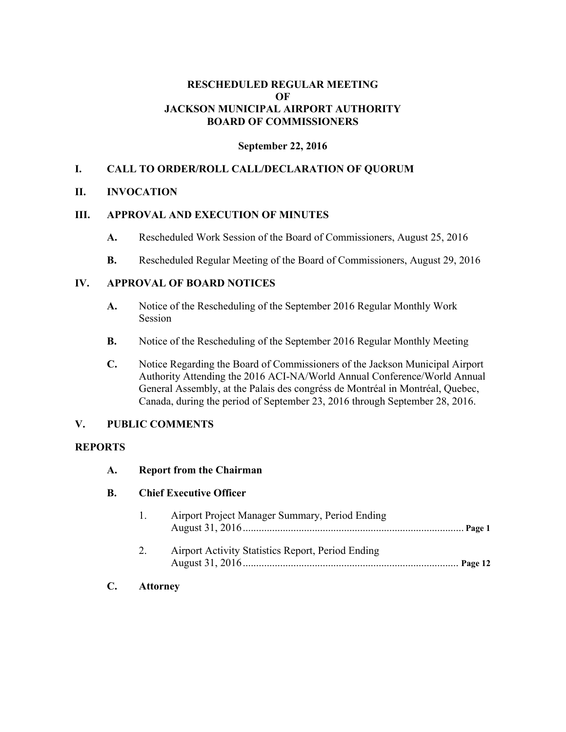# RESCHEDULED REGULAR MEETING OF JACKSON MUNICIPAL AIRPORT AUTHORITY BOARD OF COMMISSIONERS

**September 22, 2016**

## I. CALL TO ORDER/ROLL CALL/DECLARATION OF QUORUM

## II. INVOCATION

## III. APPROVAL AND EXECUTION OF MINUTES

**A.** Rescheduled Work Session of the Board of Commissioners, August 25, 2016

**B.** Rescheduled Regular Meeting of the Board of Commissioners, August 29, 2016

## IV. APPROVAL OF BOARD NOTICES

**A.** Notice of the Rescheduling of the September 2016 Regular Monthly Work Session

**B.** Notice of the Rescheduling of the September 2016 Regular Monthly Meeting

**C.** Notice Regarding the Board of Commissioners of the Jackson Municipal Airport Authority Attending the 2016 ACI-NA/World Annual Conference/World Annual General Assembly, at the Palais des congrés de Montréal in Montréal, Quebec, Canada, during the period of September 23, 2016 through September 28, 2016.

## V. PUBLIC COMMENTS

## REPORTS

**A. Report from the Chairman**

**B. Chief Executive Officer**

1. Airport Project Manager Summary, Period Ending August 31, 2016 ........ **Page 1**
2. Airport Activity Statistics Report, Period Ending August 31, 2016 ........ **Page 12**

**C. Attorney**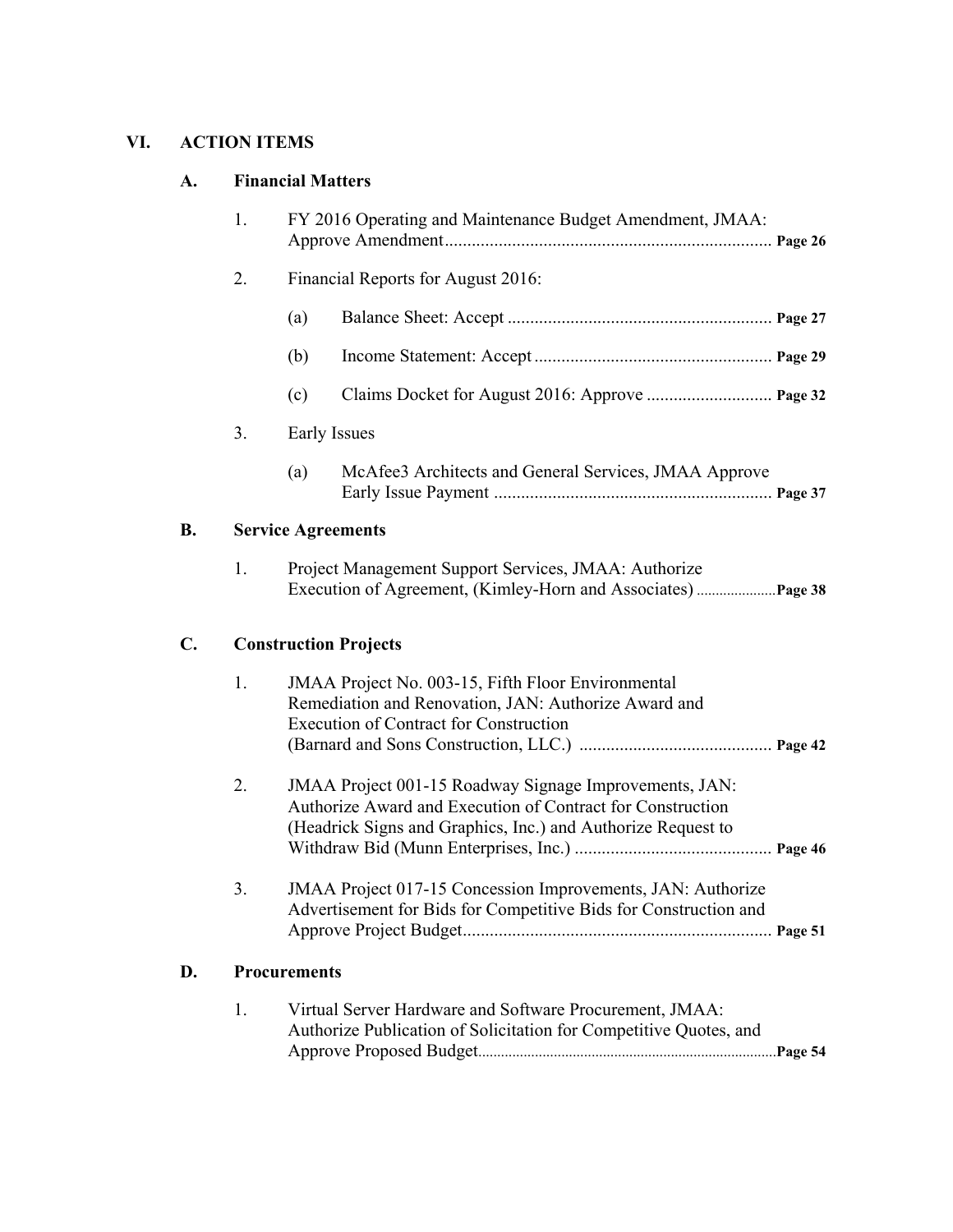## VI. ACTION ITEMS

### A. Financial Matters

1. FY 2016 Operating and Maintenance Budget Amendment, JMAA: Approve Amendment ........................................................................ **Page 26**

2. Financial Reports for August 2016:

   (a) Balance Sheet: Accept ........................................................... **Page 27**

   (b) Income Statement: Accept ..................................................... **Page 29**

   (c) Claims Docket for August 2016: Approve ............................ **Page 32**

3. Early Issues

   (a) McAfee3 Architects and General Services, JMAA Approve Early Issue Payment ............................................................. **Page 37**

### B. Service Agreements

1. Project Management Support Services, JMAA: Authorize Execution of Agreement, (Kimley-Horn and Associates) ..................... **Page 38**

### C. Construction Projects

1. JMAA Project No. 003-15, Fifth Floor Environmental Remediation and Renovation, JAN: Authorize Award and Execution of Contract for Construction (Barnard and Sons Construction, LLC.) ........................................... **Page 42**

2. JMAA Project 001-15 Roadway Signage Improvements, JAN: Authorize Award and Execution of Contract for Construction (Headrick Signs and Graphics, Inc.) and Authorize Request to Withdraw Bid (Munn Enterprises, Inc.) ............................................ **Page 46**

3. JMAA Project 017-15 Concession Improvements, JAN: Authorize Advertisement for Bids for Competitive Bids for Construction and Approve Project Budget..................................................................... **Page 51**

### D. Procurements

1. Virtual Server Hardware and Software Procurement, JMAA: Authorize Publication of Solicitation for Competitive Quotes, and Approve Proposed Budget.............................................................................. **Page 54**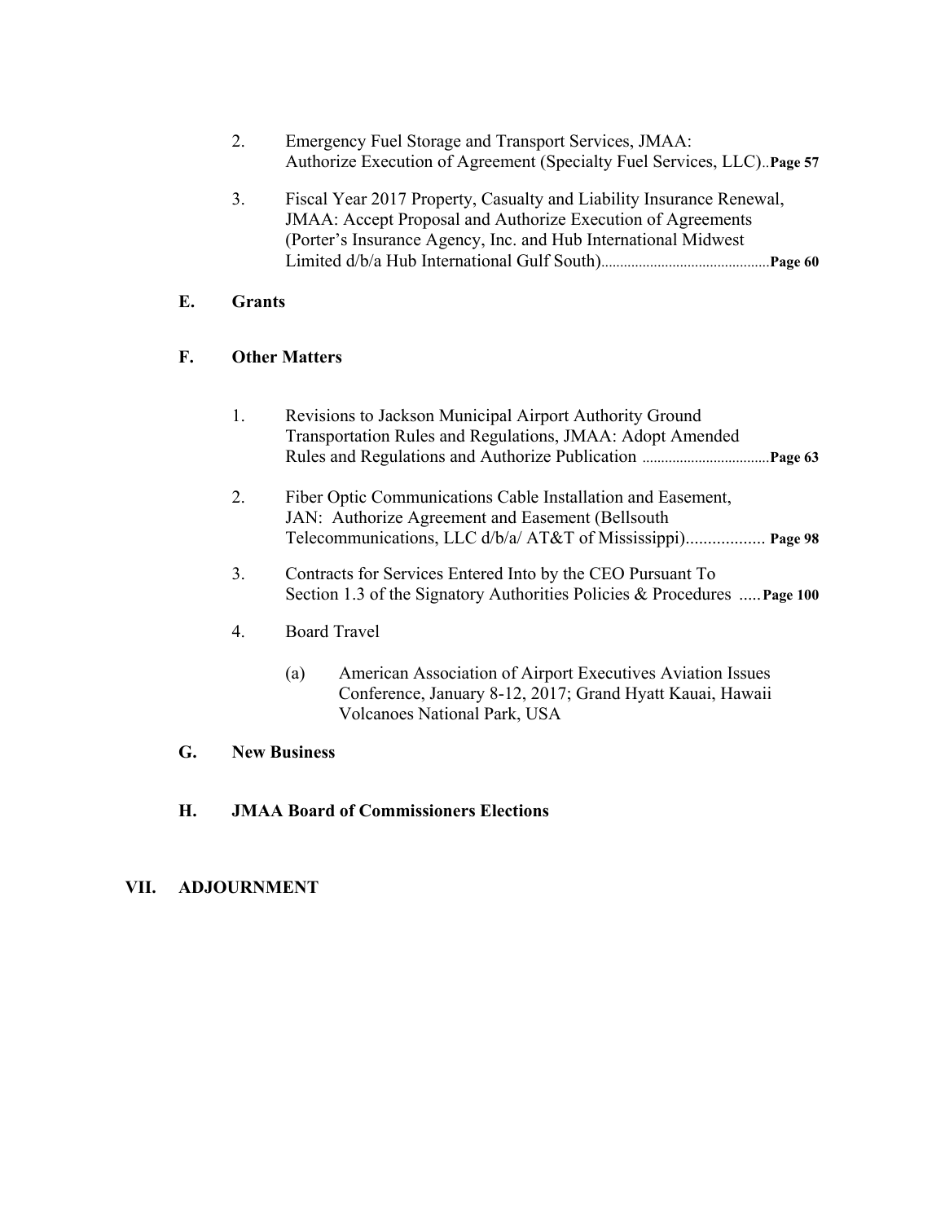2. Emergency Fuel Storage and Transport Services, JMAA: Authorize Execution of Agreement (Specialty Fuel Services, LLC).. **Page 57**

3. Fiscal Year 2017 Property, Casualty and Liability Insurance Renewal, JMAA: Accept Proposal and Authorize Execution of Agreements (Porter's Insurance Agency, Inc. and Hub International Midwest Limited d/b/a Hub International Gulf South)............................................ **Page 60**

**E. Grants**

**F. Other Matters**

1. Revisions to Jackson Municipal Airport Authority Ground Transportation Rules and Regulations, JMAA: Adopt Amended Rules and Regulations and Authorize Publication ................................. **Page 63**

2. Fiber Optic Communications Cable Installation and Easement, JAN: Authorize Agreement and Easement (Bellsouth Telecommunications, LLC d/b/a/ AT&T of Mississippi).................. **Page 98**

3. Contracts for Services Entered Into by the CEO Pursuant To Section 1.3 of the Signatory Authorities Policies & Procedures ..... **Page 100**

4. Board Travel

   (a) American Association of Airport Executives Aviation Issues Conference, January 8-12, 2017; Grand Hyatt Kauai, Hawaii Volcanoes National Park, USA

**G. New Business**

**H. JMAA Board of Commissioners Elections**

**VII. ADJOURNMENT**